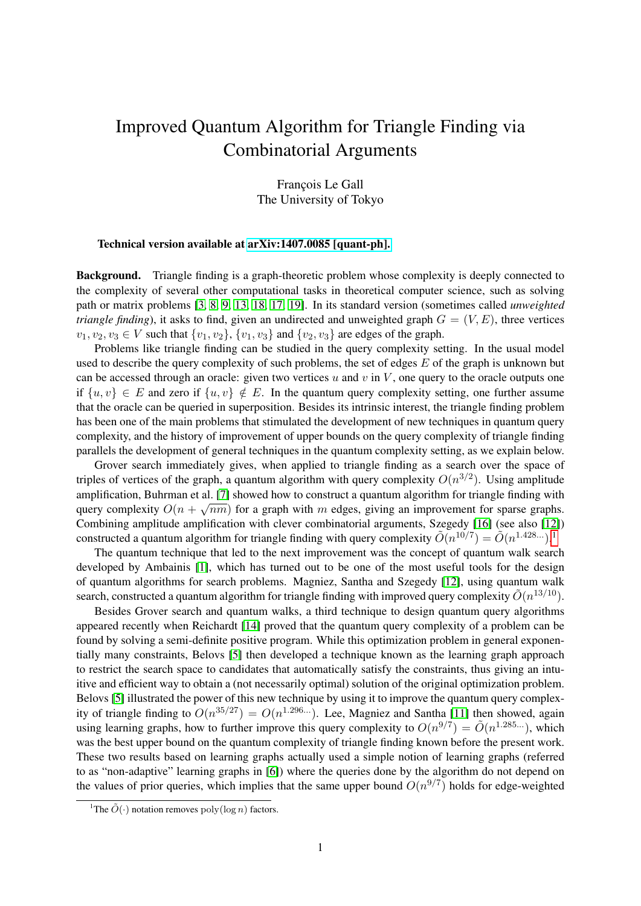# Improved Quantum Algorithm for Triangle Finding via Combinatorial Arguments

François Le Gall
The University of Tokyo

**Technical version available at arXiv:1407.0085 [quant-ph].**

**Background.** Triangle finding is a graph-theoretic problem whose complexity is deeply connected to the complexity of several other computational tasks in theoretical computer science, such as solving path or matrix problems [3, 8, 9, 13, 18, 17, 19]. In its standard version (sometimes called *unweighted triangle finding*), it asks to find, given an undirected and unweighted graph $G = (V, E)$, three vertices $v_1, v_2, v_3 \in V$ such that $\{v_1, v_2\}$, $\{v_1, v_3\}$ and $\{v_2, v_3\}$ are edges of the graph.

Problems like triangle finding can be studied in the query complexity setting. In the usual model used to describe the query complexity of such problems, the set of edges $E$ of the graph is unknown but can be accessed through an oracle: given two vertices $u$ and $v$ in $V$, one query to the oracle outputs one if $\{u, v\} \in E$ and zero if $\{u, v\} \notin E$. In the quantum query complexity setting, one further assume that the oracle can be queried in superposition. Besides its intrinsic interest, the triangle finding problem has been one of the main problems that stimulated the development of new techniques in quantum query complexity, and the history of improvement of upper bounds on the query complexity of triangle finding parallels the development of general techniques in the quantum complexity setting, as we explain below.

Grover search immediately gives, when applied to triangle finding as a search over the space of triples of vertices of the graph, a quantum algorithm with query complexity $O(n^{3/2})$. Using amplitude amplification, Buhrman et al. [7] showed how to construct a quantum algorithm for triangle finding with query complexity $O(n + \sqrt{nm})$ for a graph with $m$ edges, giving an improvement for sparse graphs. Combining amplitude amplification with clever combinatorial arguments, Szegedy [16] (see also [12]) constructed a quantum algorithm for triangle finding with query complexity $\tilde{O}(n^{10/7}) = \tilde{O}(n^{1.428\ldots})$.[1]

The quantum technique that led to the next improvement was the concept of quantum walk search developed by Ambainis [1], which has turned out to be one of the most useful tools for the design of quantum algorithms for search problems. Magniez, Santha and Szegedy [12], using quantum walk search, constructed a quantum algorithm for triangle finding with improved query complexity $\tilde{O}(n^{13/10})$.

Besides Grover search and quantum walks, a third technique to design quantum query algorithms appeared recently when Reichardt [14] proved that the quantum query complexity of a problem can be found by solving a semi-definite positive program. While this optimization problem in general exponentially many constraints, Belovs [5] then developed a technique known as the learning graph approach to restrict the search space to candidates that automatically satisfy the constraints, thus giving an intuitive and efficient way to obtain a (not necessarily optimal) solution of the original optimization problem. Belovs [5] illustrated the power of this new technique by using it to improve the quantum query complexity of triangle finding to $O(n^{35/27}) = O(n^{1.296\ldots})$. Lee, Magniez and Santha [11] then showed, again using learning graphs, how to further improve this query complexity to $O(n^{9/7}) = \tilde{O}(n^{1.285\ldots})$, which was the best upper bound on the quantum complexity of triangle finding known before the present work. These two results based on learning graphs actually used a simple notion of learning graphs (referred to as "non-adaptive" learning graphs in [6]) where the queries done by the algorithm do not depend on the values of prior queries, which implies that the same upper bound $O(n^{9/7})$ holds for edge-weighted

[1] The $\tilde{O}(\cdot)$ notation removes $\text{poly}(\log n)$ factors.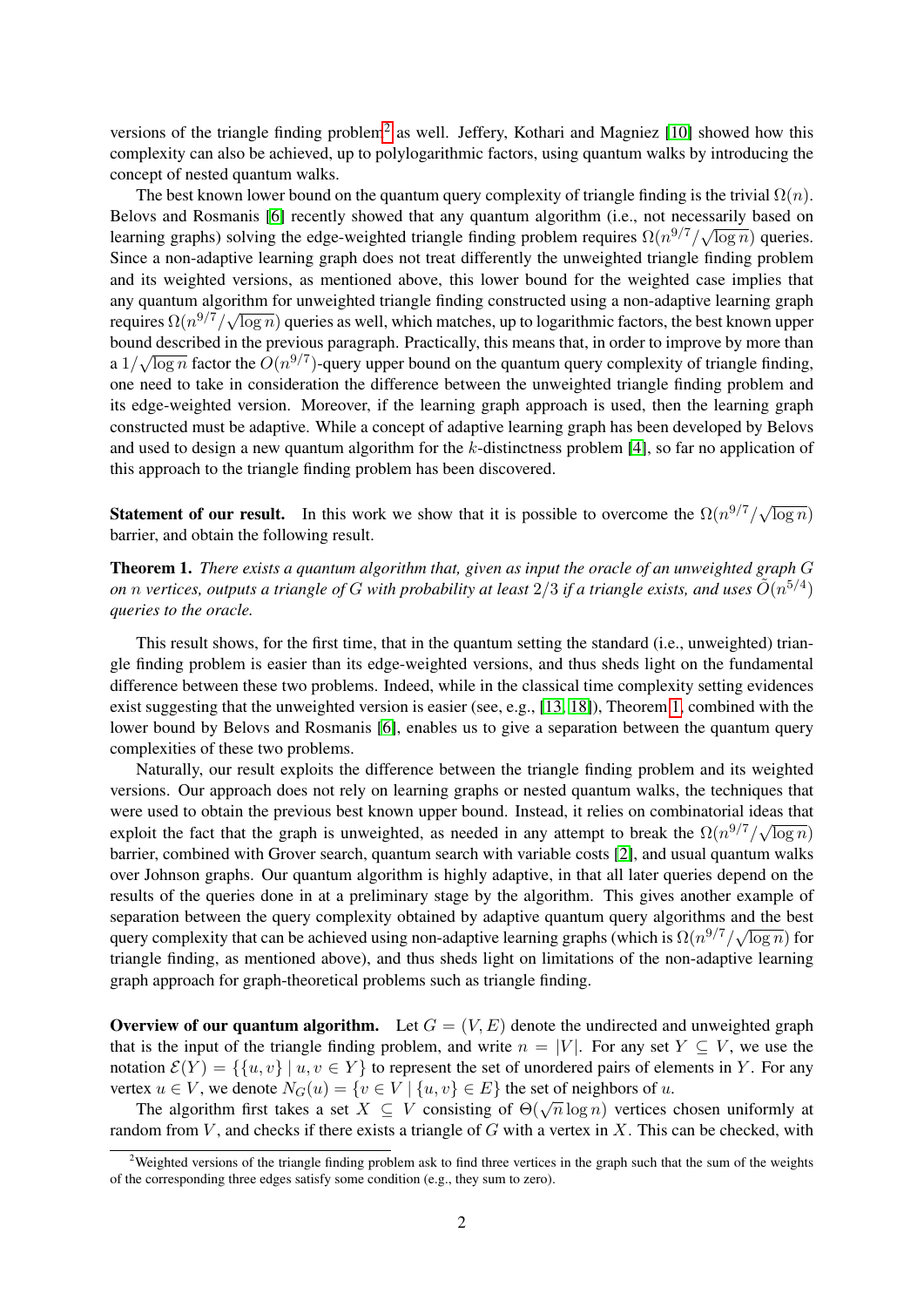versions of the triangle finding problem[2] as well. Jeffery, Kothari and Magniez [10] showed how this complexity can also be achieved, up to polylogarithmic factors, using quantum walks by introducing the concept of nested quantum walks.

The best known lower bound on the quantum query complexity of triangle finding is the trivial $\Omega(n)$. Belovs and Rosmanis [6] recently showed that any quantum algorithm (i.e., not necessarily based on learning graphs) solving the edge-weighted triangle finding problem requires $\Omega(n^{9/7}/\sqrt{\log n})$ queries. Since a non-adaptive learning graph does not treat differently the unweighted triangle finding problem and its weighted versions, as mentioned above, this lower bound for the weighted case implies that any quantum algorithm for unweighted triangle finding constructed using a non-adaptive learning graph requires $\Omega(n^{9/7}/\sqrt{\log n})$ queries as well, which matches, up to logarithmic factors, the best known upper bound described in the previous paragraph. Practically, this means that, in order to improve by more than a $1/\sqrt{\log n}$ factor the $O(n^{9/7})$-query upper bound on the quantum query complexity of triangle finding, one need to take in consideration the difference between the unweighted triangle finding problem and its edge-weighted version. Moreover, if the learning graph approach is used, then the learning graph constructed must be adaptive. While a concept of adaptive learning graph has been developed by Belovs and used to design a new quantum algorithm for the $k$-distinctness problem [4], so far no application of this approach to the triangle finding problem has been discovered.

**Statement of our result.** In this work we show that it is possible to overcome the $\Omega(n^{9/7}/\sqrt{\log n})$ barrier, and obtain the following result.

**Theorem 1.** *There exists a quantum algorithm that, given as input the oracle of an unweighted graph $G$ on $n$ vertices, outputs a triangle of $G$ with probability at least $2/3$ if a triangle exists, and uses $\tilde{O}(n^{5/4})$ queries to the oracle.*

This result shows, for the first time, that in the quantum setting the standard (i.e., unweighted) triangle finding problem is easier than its edge-weighted versions, and thus sheds light on the fundamental difference between these two problems. Indeed, while in the classical time complexity setting evidences exist suggesting that the unweighted version is easier (see, e.g., [13, 18]), Theorem 1, combined with the lower bound by Belovs and Rosmanis [6], enables us to give a separation between the quantum query complexities of these two problems.

Naturally, our result exploits the difference between the triangle finding problem and its weighted versions. Our approach does not rely on learning graphs or nested quantum walks, the techniques that were used to obtain the previous best known upper bound. Instead, it relies on combinatorial ideas that exploit the fact that the graph is unweighted, as needed in any attempt to break the $\Omega(n^{9/7}/\sqrt{\log n})$ barrier, combined with Grover search, quantum search with variable costs [2], and usual quantum walks over Johnson graphs. Our quantum algorithm is highly adaptive, in that all later queries depend on the results of the queries done in at a preliminary stage by the algorithm. This gives another example of separation between the query complexity obtained by adaptive quantum query algorithms and the best query complexity that can be achieved using non-adaptive learning graphs (which is $\Omega(n^{9/7}/\sqrt{\log n})$ for triangle finding, as mentioned above), and thus sheds light on limitations of the non-adaptive learning graph approach for graph-theoretical problems such as triangle finding.

**Overview of our quantum algorithm.** Let $G = (V, E)$ denote the undirected and unweighted graph that is the input of the triangle finding problem, and write $n = |V|$. For any set $Y \subseteq V$, we use the notation $\mathcal{E}(Y) = \{\{u, v\} \mid u, v \in Y\}$ to represent the set of unordered pairs of elements in $Y$. For any vertex $u \in V$, we denote $N_G(u) = \{v \in V \mid \{u, v\} \in E\}$ the set of neighbors of $u$.

The algorithm first takes a set $X \subseteq V$ consisting of $\Theta(\sqrt{n}\log n)$ vertices chosen uniformly at random from $V$, and checks if there exists a triangle of $G$ with a vertex in $X$. This can be checked, with

[2] Weighted versions of the triangle finding problem ask to find three vertices in the graph such that the sum of the weights of the corresponding three edges satisfy some condition (e.g., they sum to zero).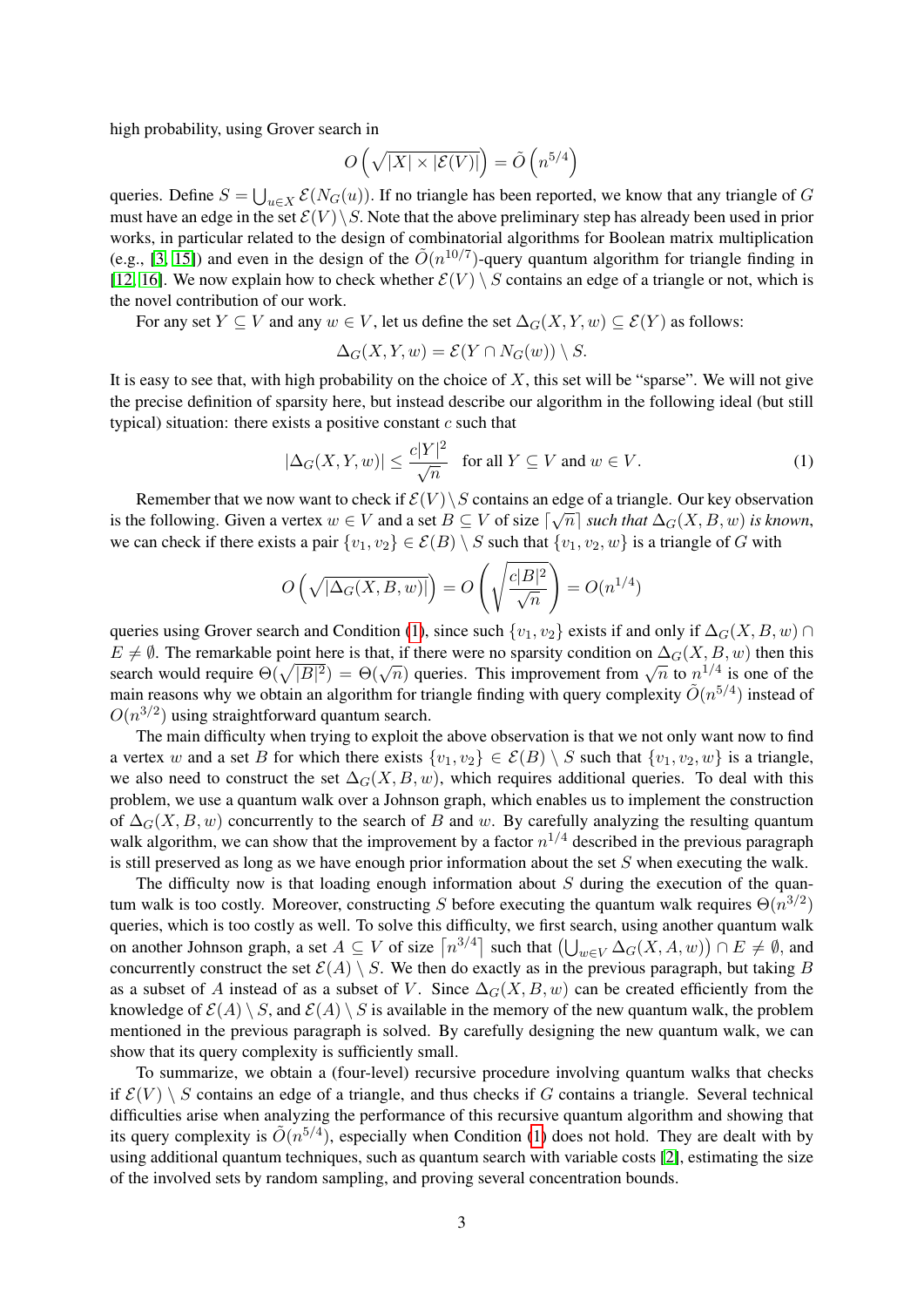high probability, using Grover search in

$$O\left(\sqrt{|X| \times |\mathcal{E}(V)|}\right) = \tilde{O}\left(n^{5/4}\right)$$

queries. Define $S = \bigcup_{u \in X} \mathcal{E}(N_G(u))$. If no triangle has been reported, we know that any triangle of $G$ must have an edge in the set $\mathcal{E}(V) \setminus S$. Note that the above preliminary step has already been used in prior works, in particular related to the design of combinatorial algorithms for Boolean matrix multiplication (e.g., [3, 15]) and even in the design of the $\tilde{O}(n^{10/7})$-query quantum algorithm for triangle finding in [12, 16]. We now explain how to check whether $\mathcal{E}(V) \setminus S$ contains an edge of a triangle or not, which is the novel contribution of our work.

For any set $Y \subseteq V$ and any $w \in V$, let us define the set $\Delta_G(X, Y, w) \subseteq \mathcal{E}(Y)$ as follows:

$$\Delta_G(X, Y, w) = \mathcal{E}(Y \cap N_G(w)) \setminus S.$$

It is easy to see that, with high probability on the choice of $X$, this set will be "sparse". We will not give the precise definition of sparsity here, but instead describe our algorithm in the following ideal (but still typical) situation: there exists a positive constant $c$ such that

$$|\Delta_G(X, Y, w)| \leq \frac{c|Y|^2}{\sqrt{n}} \quad \text{for all } Y \subseteq V \text{ and } w \in V. \tag{1}$$

Remember that we now want to check if $\mathcal{E}(V) \setminus S$ contains an edge of a triangle. Our key observation is the following. Given a vertex $w \in V$ and a set $B \subseteq V$ of size $\lceil \sqrt{n} \rceil$ *such that* $\Delta_G(X, B, w)$ *is known*, we can check if there exists a pair $\{v_1, v_2\} \in \mathcal{E}(B) \setminus S$ such that $\{v_1, v_2, w\}$ is a triangle of $G$ with

$$O\left(\sqrt{|\Delta_G(X, B, w)|}\right) = O\left(\sqrt{\frac{c|B|^2}{\sqrt{n}}}\right) = O(n^{1/4})$$

queries using Grover search and Condition (1), since such $\{v_1, v_2\}$ exists if and only if $\Delta_G(X, B, w) \cap E \neq \emptyset$. The remarkable point here is that, if there were no sparsity condition on $\Delta_G(X, B, w)$ then this search would require $\Theta(\sqrt{|B|^2}) = \Theta(\sqrt{n})$ queries. This improvement from $\sqrt{n}$ to $n^{1/4}$ is one of the main reasons why we obtain an algorithm for triangle finding with query complexity $\tilde{O}(n^{5/4})$ instead of $O(n^{3/2})$ using straightforward quantum search.

The main difficulty when trying to exploit the above observation is that we not only want now to find a vertex $w$ and a set $B$ for which there exists $\{v_1, v_2\} \in \mathcal{E}(B) \setminus S$ such that $\{v_1, v_2, w\}$ is a triangle, we also need to construct the set $\Delta_G(X, B, w)$, which requires additional queries. To deal with this problem, we use a quantum walk over a Johnson graph, which enables us to implement the construction of $\Delta_G(X, B, w)$ concurrently to the search of $B$ and $w$. By carefully analyzing the resulting quantum walk algorithm, we can show that the improvement by a factor $n^{1/4}$ described in the previous paragraph is still preserved as long as we have enough prior information about the set $S$ when executing the walk.

The difficulty now is that loading enough information about $S$ during the execution of the quantum walk is too costly. Moreover, constructing $S$ before executing the walk requires $\Theta(n^{3/2})$ queries, which is too costly as well. To solve this difficulty, we first search, using another quantum walk on another Johnson graph, a set $A \subseteq V$ of size $\lceil n^{3/4} \rceil$ such that $\left(\bigcup_{w \in V} \Delta_G(X, A, w)\right) \cap E \neq \emptyset$, and concurrently construct the set $\mathcal{E}(A) \setminus S$. We then do exactly as in the previous paragraph, but taking $B$ as a subset of $A$ instead of as a subset of $V$. Since $\Delta_G(X, B, w)$ can be created efficiently from the knowledge of $\mathcal{E}(A) \setminus S$, and $\mathcal{E}(A) \setminus S$ is available in the memory of the new quantum walk, the problem mentioned in the previous paragraph is solved. By carefully designing the new quantum walk, we can show that its query complexity is sufficiently small.

To summarize, we obtain a (four-level) recursive procedure involving quantum walks that checks if $\mathcal{E}(V) \setminus S$ contains an edge of a triangle, and thus checks if $G$ contains a triangle. Several technical difficulties arise when analyzing the performance of this recursive quantum algorithm and showing that its query complexity is $\tilde{O}(n^{5/4})$, especially when Condition (1) does not hold. They are dealt with by using additional quantum techniques, such as quantum search with variable costs [2], estimating the size of the involved sets by random sampling, and proving several concentration bounds.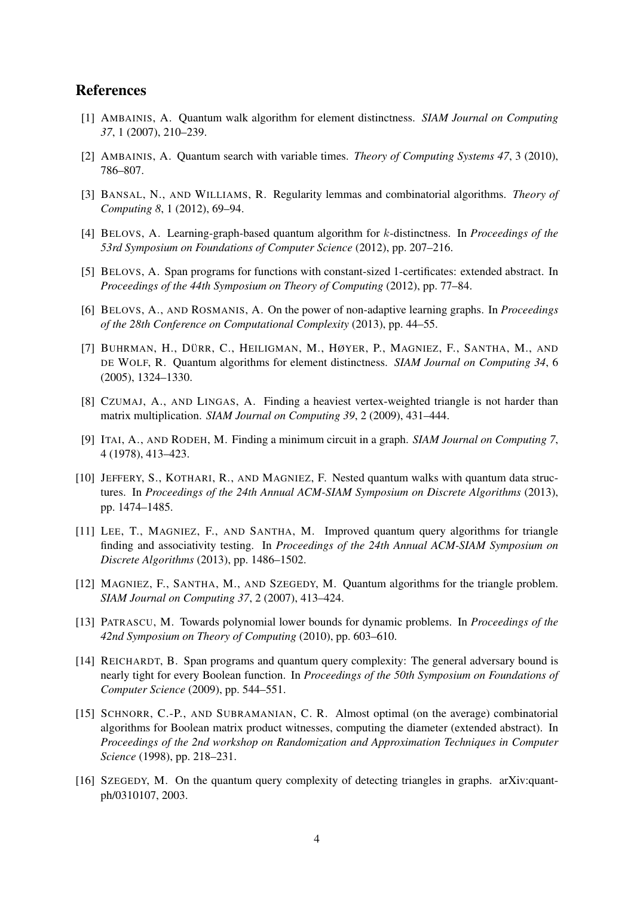## References

[1] AMBAINIS, A. Quantum walk algorithm for element distinctness. *SIAM Journal on Computing 37*, 1 (2007), 210–239.

[2] AMBAINIS, A. Quantum search with variable times. *Theory of Computing Systems 47*, 3 (2010), 786–807.

[3] BANSAL, N., AND WILLIAMS, R. Regularity lemmas and combinatorial algorithms. *Theory of Computing 8*, 1 (2012), 69–94.

[4] BELOVS, A. Learning-graph-based quantum algorithm for $k$-distinctness. In *Proceedings of the 53rd Symposium on Foundations of Computer Science* (2012), pp. 207–216.

[5] BELOVS, A. Span programs for functions with constant-sized 1-certificates: extended abstract. In *Proceedings of the 44th Symposium on Theory of Computing* (2012), pp. 77–84.

[6] BELOVS, A., AND ROSMANIS, A. On the power of non-adaptive learning graphs. In *Proceedings of the 28th Conference on Computational Complexity* (2013), pp. 44–55.

[7] BUHRMAN, H., DÜRR, C., HEILIGMAN, M., HØYER, P., MAGNIEZ, F., SANTHA, M., AND DE WOLF, R. Quantum algorithms for element distinctness. *SIAM Journal on Computing 34*, 6 (2005), 1324–1330.

[8] CZUMAJ, A., AND LINGAS, A. Finding a heaviest vertex-weighted triangle is not harder than matrix multiplication. *SIAM Journal on Computing 39*, 2 (2009), 431–444.

[9] ITAI, A., AND RODEH, M. Finding a minimum circuit in a graph. *SIAM Journal on Computing 7*, 4 (1978), 413–423.

[10] JEFFERY, S., KOTHARI, R., AND MAGNIEZ, F. Nested quantum walks with quantum data structures. In *Proceedings of the 24th Annual ACM-SIAM Symposium on Discrete Algorithms* (2013), pp. 1474–1485.

[11] LEE, T., MAGNIEZ, F., AND SANTHA, M. Improved quantum query algorithms for triangle finding and associativity testing. In *Proceedings of the 24th Annual ACM-SIAM Symposium on Discrete Algorithms* (2013), pp. 1486–1502.

[12] MAGNIEZ, F., SANTHA, M., AND SZEGEDY, M. Quantum algorithms for the triangle problem. *SIAM Journal on Computing 37*, 2 (2007), 413–424.

[13] PATRASCU, M. Towards polynomial lower bounds for dynamic problems. In *Proceedings of the 42nd Symposium on Theory of Computing* (2010), pp. 603–610.

[14] REICHARDT, B. Span programs and quantum query complexity: The general adversary bound is nearly tight for every Boolean function. In *Proceedings of the 50th Symposium on Foundations of Computer Science* (2009), pp. 544–551.

[15] SCHNORR, C.-P., AND SUBRAMANIAN, C. R. Almost optimal (on the average) combinatorial algorithms for Boolean matrix product witnesses, computing the diameter (extended abstract). In *Proceedings of the 2nd workshop on Randomization and Approximation Techniques in Computer Science* (1998), pp. 218–231.

[16] SZEGEDY, M. On the quantum query complexity of detecting triangles in graphs. arXiv:quant-ph/0310107, 2003.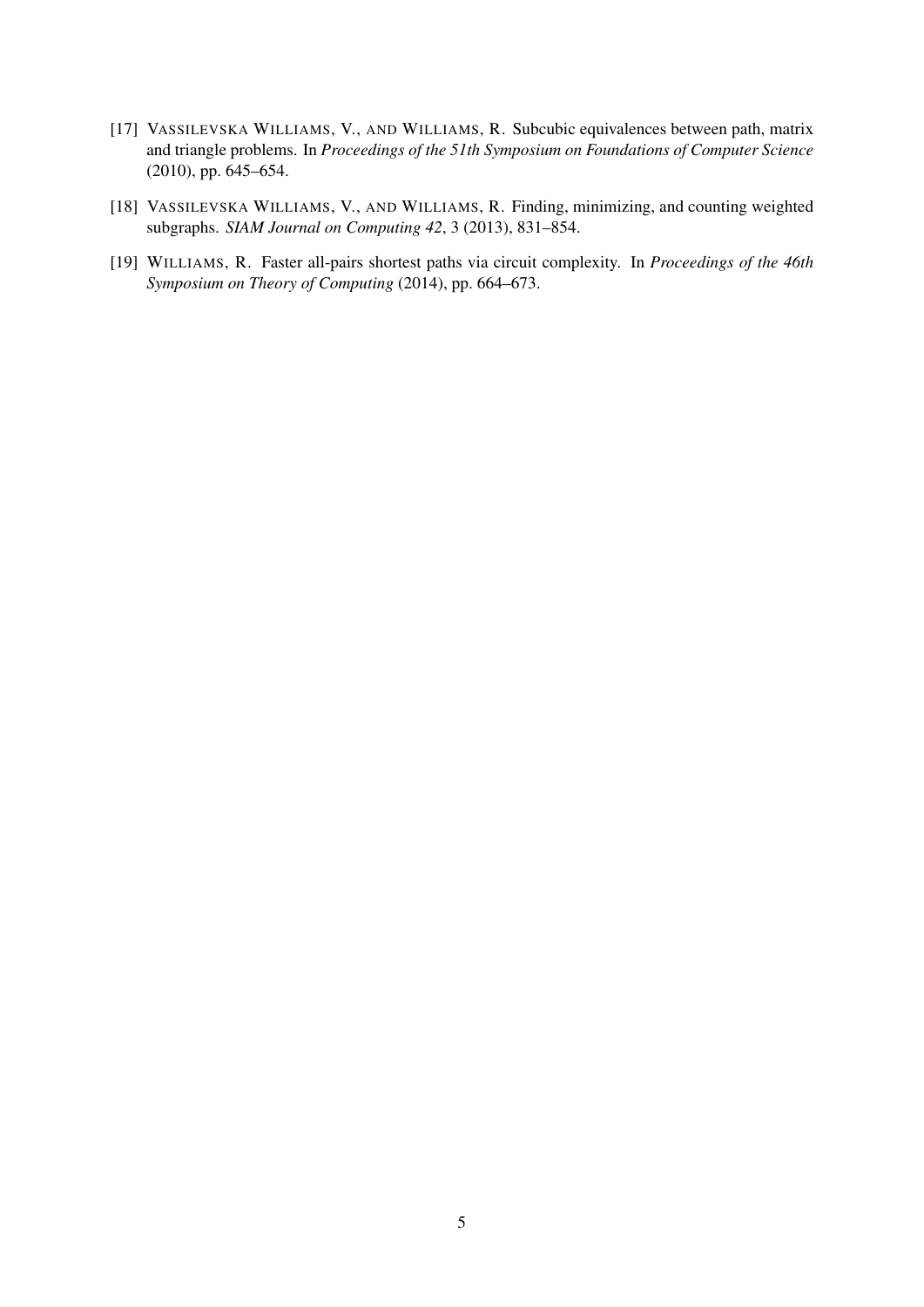[17] Vassilevska Williams, V., and Williams, R. Subcubic equivalences between path, matrix and triangle problems. In *Proceedings of the 51th Symposium on Foundations of Computer Science* (2010), pp. 645–654.

[18] Vassilevska Williams, V., and Williams, R. Finding, minimizing, and counting weighted subgraphs. *SIAM Journal on Computing 42*, 3 (2013), 831–854.

[19] Williams, R. Faster all-pairs shortest paths via circuit complexity. In *Proceedings of the 46th Symposium on Theory of Computing* (2014), pp. 664–673.